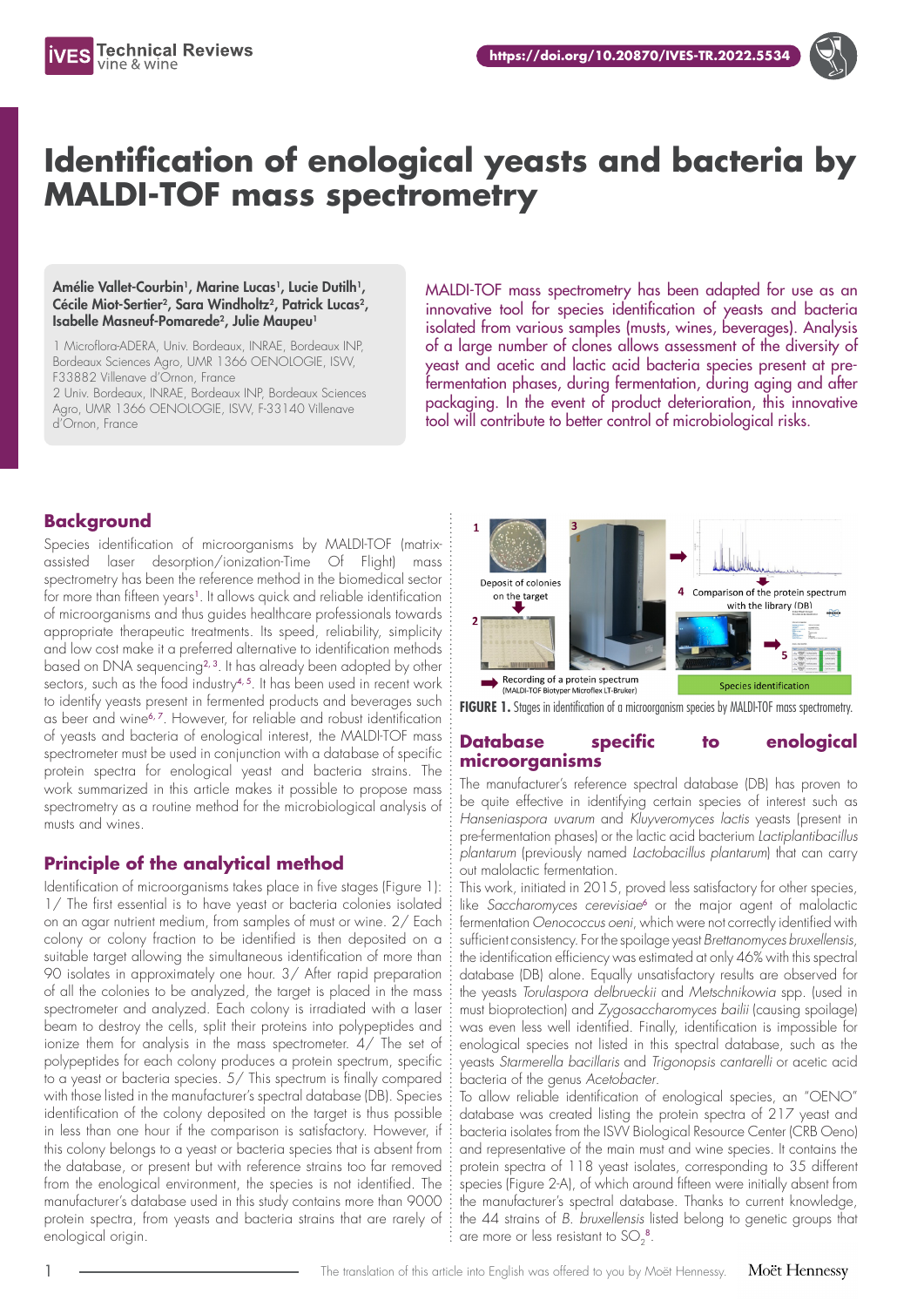# Identification of enological yeasts and bacteria by MALDI-TOF mass spectrometry

**Amélie Vallet-Courbin[1], Marine Lucas[1], Lucie Dutilh[1], Cécile Miot-Sertier[2], Sara Windholtz[2], Patrick Lucas[2], Isabelle Masneuf-Pomarede[2], Julie Maupeu[1]**

1 Microflora-ADERA, Univ. Bordeaux, INRAE, Bordeaux INP, Bordeaux Sciences Agro, UMR 1366 OENOLOGIE, ISVV, F33882 Villenave d'Ornon, France
2 Univ. Bordeaux, INRAE, Bordeaux INP, Bordeaux Sciences Agro, UMR 1366 OENOLOGIE, ISVV, F-33140 Villenave d'Ornon, France

MALDI-TOF mass spectrometry has been adapted for use as an innovative tool for species identification of yeasts and bacteria isolated from various samples (musts, wines, beverages). Analysis of a large number of clones allows assessment of the diversity of yeast and acetic and lactic acid bacteria species present at pre-fermentation phases, during fermentation, during aging and after packaging. In the event of product deterioration, this innovative tool will contribute to better control of microbiological risks.

## Background

Species identification of microorganisms by MALDI-TOF (matrix-assisted laser desorption/ionization-Time Of Flight) mass spectrometry has been the reference method in the biomedical sector for more than fifteen years[1]. It allows quick and reliable identification of microorganisms and thus guides healthcare professionals towards appropriate therapeutic treatments. Its speed, reliability, simplicity and low cost make it a preferred alternative to identification methods based on DNA sequencing[2,3]. It has already been adopted by other sectors, such as the food industry[4,5]. It has been used in recent work to identify yeasts present in fermented products and beverages such as beer and wine[6,7]. However, for reliable and robust identification of yeasts and bacteria of enological interest, the MALDI-TOF mass spectrometer must be used in conjunction with a database of specific protein spectra for enological yeast and bacteria strains. The work summarized in this article makes it possible to propose mass spectrometry as a routine method for the microbiological analysis of musts and wines.

## Principle of the analytical method

Identification of microorganisms takes place in five stages (Figure 1): 1/ The first essential is to have yeast or bacteria colonies isolated on an agar nutrient medium, from samples of must or wine. 2/ Each colony or colony fraction to be identified is then deposited on a suitable target allowing the simultaneous identification of more than 90 isolates in approximately one hour. 3/ After rapid preparation of all the colonies to be analyzed, the target is placed in the mass spectrometer and analyzed. Each colony is irradiated with a laser beam to destroy the cells, split their proteins into polypeptides and ionize them for analysis in the mass spectrometer. 4/ The set of polypeptides for each colony produces a protein spectrum, specific to a yeast or bacteria species. 5/ This spectrum is finally compared with those listed in the manufacturer's spectral database (DB). Species identification of the colony deposited on the target is thus possible in less than one hour if the comparison is satisfactory. However, if this colony belongs to a yeast or bacteria species that is absent from the database, or present but with reference strains too far removed from the enological environment, the species is not identified. The manufacturer's database used in this study contains more than 9000 protein spectra, from yeasts and bacteria strains that are rarely of enological origin.

**FIGURE 1.** Stages in identification of a microorganism species by MALDI-TOF mass spectrometry.

## Database specific to enological microorganisms

The manufacturer's reference spectral database (DB) has proven to be quite effective in identifying certain species of interest such as *Hanseniaspora uvarum* and *Kluyveromyces lactis* yeasts (present in pre-fermentation phases) or the lactic acid bacterium *Lactiplantibacillus plantarum* (previously named *Lactobacillus plantarum*) that can carry out malolactic fermentation.

This work, initiated in 2015, proved less satisfactory for other species, like *Saccharomyces cerevisiae*[6] or the major agent of malolactic fermentation *Oenococcus oeni*, which were not correctly identified with sufficient consistency. For the spoilage yeast *Brettanomyces bruxellensis*, the identification efficiency was estimated at only 46% with this spectral database (DB) alone. Equally unsatisfactory results are observed for the yeasts *Torulaspora delbrueckii* and *Metschnikowia* spp. (used in must bioprotection) and *Zygosaccharomyces bailii* (causing spoilage) was even less well identified. Finally, identification is impossible for enological species not listed in this spectral database, such as the yeasts *Starmerella bacillaris* and *Trigonopsis cantarelli* or acetic acid bacteria of the genus *Acetobacter*.

To allow reliable identification of enological species, an "OENO" database was created listing the protein spectra of 217 yeast and bacteria isolates from the ISVV Biological Resource Center (CRB Oeno) and representative of the main must and wine species. It contains the protein spectra of 118 yeast isolates, corresponding to 35 different species (Figure 2-A), of which around fifteen were initially absent from the manufacturer's spectral database. Thanks to current knowledge, the 44 strains of *B. bruxellensis* listed belong to genetic groups that are more or less resistant to $SO_2$[8].

The translation of this article into English was offered to you by Moët Hennessy.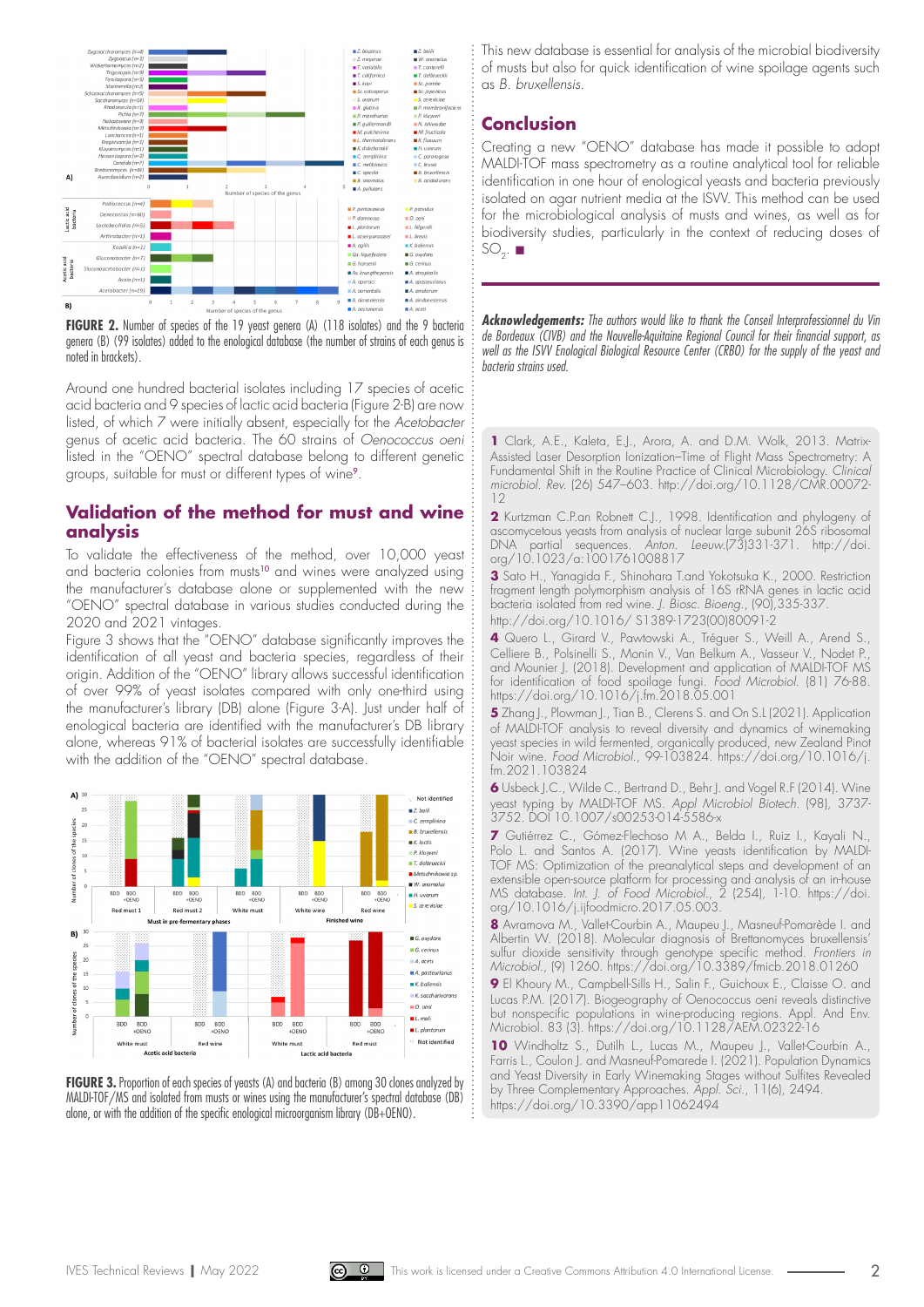A)

Zygosaccharomyces (n=4)
Zygoascus (n=1)
Wickerhamomyces (n=2)
Trigonopsis (n=3)
Torulaspora (n=5)
Starmerella (n=2)
Schizosaccharomyces (n=5)
Saccharomyces (n=18)
Rhodotorula (n=1)
Pichia (n=7)
Nakazawaea (n=3)
Metschnikowia (n=7)
Lachancea (n=5)
Kregervanrija (n=1)
Kluyveromyces (n=1)
Hanseniaspora (n=2)
Candida (n=7)
Brettanomyces (n=46)
Aureobasidium (n=2)

0 1 2 3 4 5
Number of species of the genus

Z. bisporus, Z. meyerae, T. variabilis, T. californica, S. kunii, Sc. octosporus, S. uvarum, R. glutinis, P. membranifaciens, P. manshurica, P. guilliermondii, M. pulcherrima, L. thermotolerans, K. dobzhanskii, C. zemplinina, C. melibiosica, C. apicola, B. anomalus, A. pullulans, Z. bailii, W. anomalus, T. cantarellii, T. delbrueckii, Sc. pombe, Sc. japonicus, S. cerevisiae, P. membranifaciens, P. kluyveri, N. ishiwadae, M. fructicola, K. fluxuum, H. uvarum, C. parapsilosa, C. lessiae, B. bruxellensis, B. acidodurans

B)

Lactic acid bacteria
Pediococcus (n=4)
Oenococcus (n=60)
Lactobacillus (n=5)
Arthrobacter (n=1)

Acetic acid bacteria
Kozakia (n=1)
Gluconobacter (n=7)
Gluconacetobacter (n=1)
Asaia (n=1)
Acetobacter (n=19)

0 1 2 3 4 5 6 7 8 9
Number of species of the genus

P. pentosaceus, P. damnosus, L. plantarum, L. casei/paracasei, A. agilis, Ga. liquefaciens, G. hansenii, As. krungthepensis, A. aceti, A. aurantiulis, A. okinawensis, A. oeni, A. pasteurianus, P. parvulus, O. oeni, L. hilgardii, L. brevis, K. baliensis, G. oxydans, G. cerinus, A. aceti, A. pasteurianus, A. estunensis, A. cerevisiae, A. orleanensis, A. tropicalis

**FIGURE 2.** Number of species of the 19 yeast genera (A) (118 isolates) and the 9 bacteria genera (B) (99 isolates) added to the enological database (the number of strains of each genus is noted in brackets).

Around one hundred bacterial isolates including 17 species of acetic acid bacteria and 9 species of lactic acid bacteria (Figure 2-B) are now listed, of which 7 were initially absent, especially for the *Acetobacter* genus of acetic acid bacteria. The 60 strains of *Oenococcus oeni* listed in the "OENO" spectral database belong to different genetic groups, suitable for must or different types of wine[9].

## Validation of the method for must and wine analysis

To validate the effectiveness of the method, over 10,000 yeast and bacteria colonies from musts[10] and wines were analyzed using the manufacturer's database alone or supplemented with the new "OENO" spectral database in various studies conducted during the 2020 and 2021 vintages.

Figure 3 shows that the "OENO" database significantly improves the identification of all yeast and bacteria species, regardless of their origin. Addition of the "OENO" library allows successful identification of over 99% of yeast isolates compared with only one-third using the manufacturer's library (DB) alone (Figure 3-A). Just under half of enological bacteria are identified with the manufacturer's DB library alone, whereas 91% of bacterial isolates are successfully identifiable with the addition of the "OENO" spectral database.

A)

Number of clones of the species
0 5 10 15 20 25 30
BDD BDD +OENO — Red must 1
BDD BDD +OENO — Red must 2
BDD BDD +OENO — White must
BDD BDD +OENO — White wine
BDD BDD +OENO — Red wine
Must in pre-fermentary phases
Finished wine

Not identified, Z. bailii, C. zemplinina, B. bruxellensis, K. lactis, P. kluyveri, T. delbrueckii, Metschnikowia sp., W. anomalus, H. uvarum, S. cerevisiae

B)

Number of clones of the species
0 5 10 15 20 25 30
BDD BDD +OENO — White must
BDD BDD +OENO — Red wine
Acetic acid bacteria
BDD BDD +OENO — White must
BDD BDD +OENO — Red must
Lactic acid bacteria

G. oxydans, G. cerinus, A. aceti, A. pasteurianus, K. baliensis, K. saccharivorans, O. oeni, L. mali, L. plantarum, Not identified

**FIGURE 3.** Proportion of each species of yeasts (A) and bacteria (B) among 30 clones analyzed by MALDI-TOF/MS and isolated from musts or wines using the manufacturer's spectral database (DB) alone, or with the addition of the specific enological microorganism library (DB+OENO).

This new database is essential for analysis of the microbial biodiversity of musts but also for quick identification of wine spoilage agents such as *B. bruxellensis*.

## Conclusion

Creating a new "OENO" database has made it possible to adopt MALDI-TOF mass spectrometry as a routine analytical tool for reliable identification in one hour of enological yeasts and bacteria previously isolated on agar nutrient media at the ISVV. This method can be used for the microbiological analysis of musts and wines, as well as for biodiversity studies, particularly in the context of reducing doses of $SO_2$. ■

***Acknowledgements:*** *The authors would like to thank the Conseil Interprofessionnel du Vin de Bordeaux (CIVB) and the Nouvelle-Aquitaine Regional Council for their financial support, as well as the ISVV Enological Biological Resource Center (CRBO) for the supply of the yeast and bacteria strains used.*

**1** Clark, A.E., Kaleta, E.J., Arora, A. and D.M. Wolk, 2013. Matrix-Assisted Laser Desorption Ionization–Time of Flight Mass Spectrometry: A Fundamental Shift in the Routine Practice of Clinical Microbiology. *Clinical microbiol. Rev.* (26) 547–603. http://doi.org/10.1128/CMR.00072-12

**2** Kurtzman C.P.an Robnett C.J., 1998. Identification and phylogeny of ascomycetous yeasts from analysis of nuclear large subunit 26S ribosomal DNA partial sequences. *Anton. Leeuw.*(73)331-371. http://doi.org/10.1023/a:1001761008817

**3** Sato H., Yanagida F., Shinohara T.and Yokotsuka K., 2000. Restriction fragment length polymorphism analysis of 16S rRNA genes in lactic acid bacteria isolated from red wine. *J. Biosc. Bioeng.*, (90),335-337. http://doi.org/10.1016/ S1389-1723(00)80091-2

**4** Quero L., Girard V., Pawtowski A., Tréguer S., Weill A., Arend S., Celliere B., Polsinelli S., Monin V., Van Belkum A., Vasseur V., Nodet P., and Mounier J. (2018). Development and application of MALDI-TOF MS for identification of food spoilage fungi. *Food Microbiol.* (81) 76-88. https://doi.org/10.1016/j.fm.2018.05.001

**5** Zhang J., Plowman J., Tian B., Clerens S. and On S.L (2021). Application of MALDI-TOF analysis to reveal diversity and dynamics of winemaking yeast species in wild fermented, organically produced, new Zealand Pinot Noir wine. *Food Microbiol.*, 99-103824. https://doi.org/10.1016/j.fm.2021.103824

**6** Usbeck J.C., Wilde C., Bertrand D., Behr J. and Vogel R.F (2014). Wine yeast typing by MALDI-TOF MS. *Appl Microbiol Biotech.* (98), 3737-3752. DOI 10.1007/s00253-014-5586-x

**7** Gutiérrez C., Gómez-Flechoso M A., Belda I., Ruiz J., Kayali N., Polo L. and Santos A. (2017). Wine yeasts identification by MALDI-TOF MS: Optimization of the preanalytical steps and development of an extensible open-source platform for processing and analysis of an in-house MS database. *Int. J. of Food Microbiol.*, 2 (254), 1-10. https://doi.org/10.1016/j.ijfoodmicro.2017.05.003.

**8** Avramova M., Vallet-Courbin A., Maupeu J., Masneuf-Pomarède I. and Albertin W. (2018). Molecular diagnosis of Brettanomyces bruxellensis' sulfur dioxide sensitivity through genotype specific method. *Frontiers in Microbiol.*, (9) 1260. https://doi.org/10.3389/fmicb.2018.01260

**9** El Khoury M., Campbell-Sills H., Salin F., Guichoux E., Claisse O. and Lucas P.M. (2017). Biogeography of Oenococcus oeni reveals distinctive but nonspecific populations in wine-producing regions. Appl. And Env. Microbiol. 83 (3). https://doi.org/10.1128/AEM.02322-16

**10** Windholtz S., Dutilh L., Lucas M., Maupeu J., Vallet-Courbin A., Farris L., Coulon J. and Masneuf-Pomarede I. (2021). Population Dynamics and Yeast Diversity in Early Winemaking Stages without Sulfites Revealed by Three Complementary Approaches. *Appl. Sci.*, 11(6), 2494. https://doi.org/10.3390/app11062494

This work is licensed under a Creative Commons Attribution 4.0 International License.